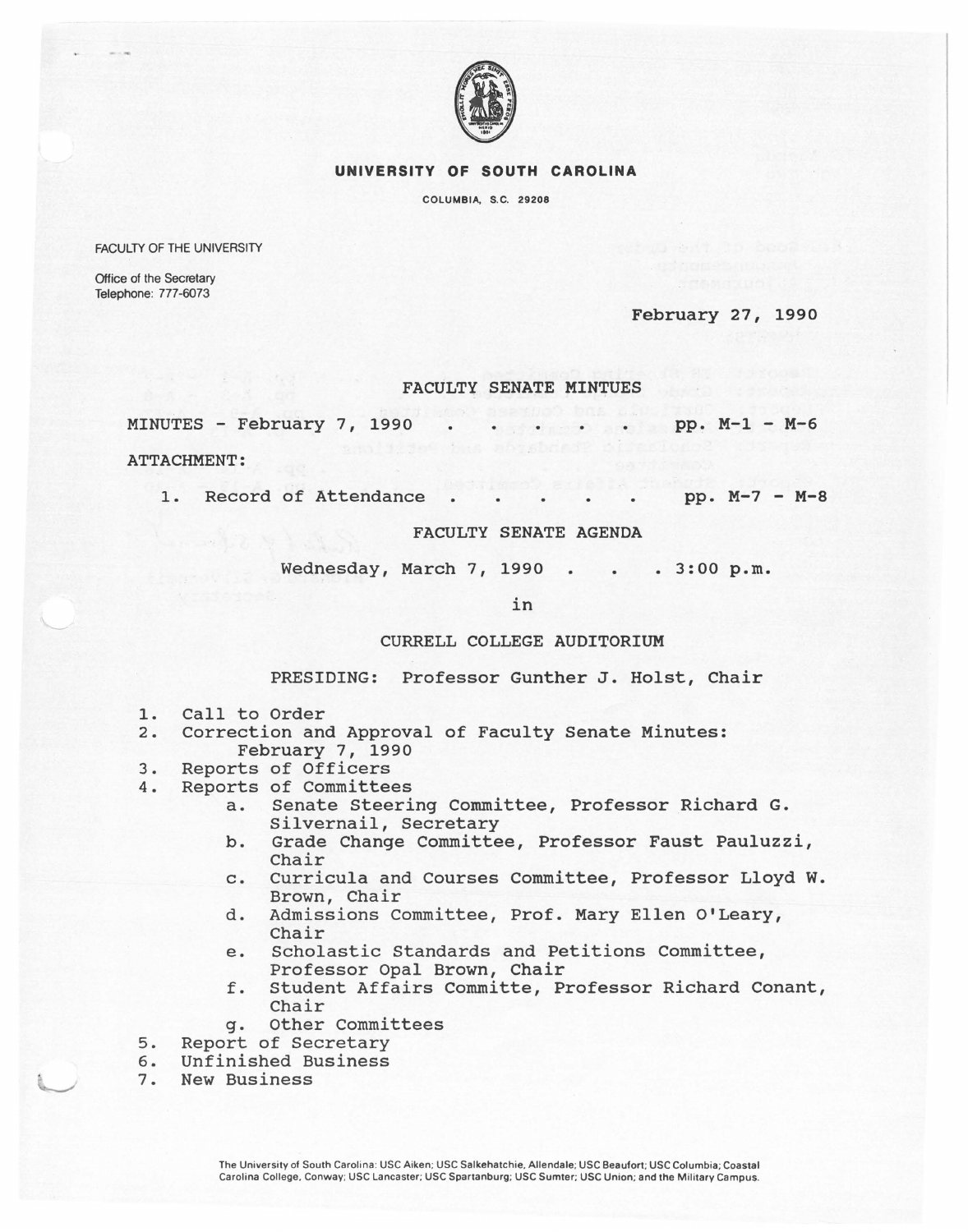# UNIVERSITY OF SOUTH CAROLINA

COLUMBIA, S.C. 29208

FACULTY OF THE UNIVERSITY

Office of the Secretary
Telephone: 777-6073

February 27, 1990

## FACULTY SENATE MINTUES

MINUTES - February 7, 1990 . . . . . pp. M-1 - M-6

ATTACHMENT:

1. Record of Attendance . . . . . . pp. M-7 - M-8

## FACULTY SENATE AGENDA

Wednesday, March 7, 1990 . . . 3:00 p.m.

in

CURRELL COLLEGE AUDITORIUM

PRESIDING: Professor Gunther J. Holst, Chair

1. Call to Order
2. Correction and Approval of Faculty Senate Minutes: February 7, 1990
3. Reports of Officers
4. Reports of Committees
   a. Senate Steering Committee, Professor Richard G. Silvernail, Secretary
   b. Grade Change Committee, Professor Faust Pauluzzi, Chair
   c. Curricula and Courses Committee, Professor Lloyd W. Brown, Chair
   d. Admissions Committee, Prof. Mary Ellen O'Leary, Chair
   e. Scholastic Standards and Petitions Committee, Professor Opal Brown, Chair
   f. Student Affairs Committe, Professor Richard Conant, Chair
   g. Other Committees
5. Report of Secretary
6. Unfinished Business
7. New Business

The University of South Carolina: USC Aiken; USC Salkehatchie, Allendale; USC Beaufort; USC Columbia; Coastal Carolina College, Conway; USC Lancaster; USC Spartanburg; USC Sumter; USC Union; and the Military Campus.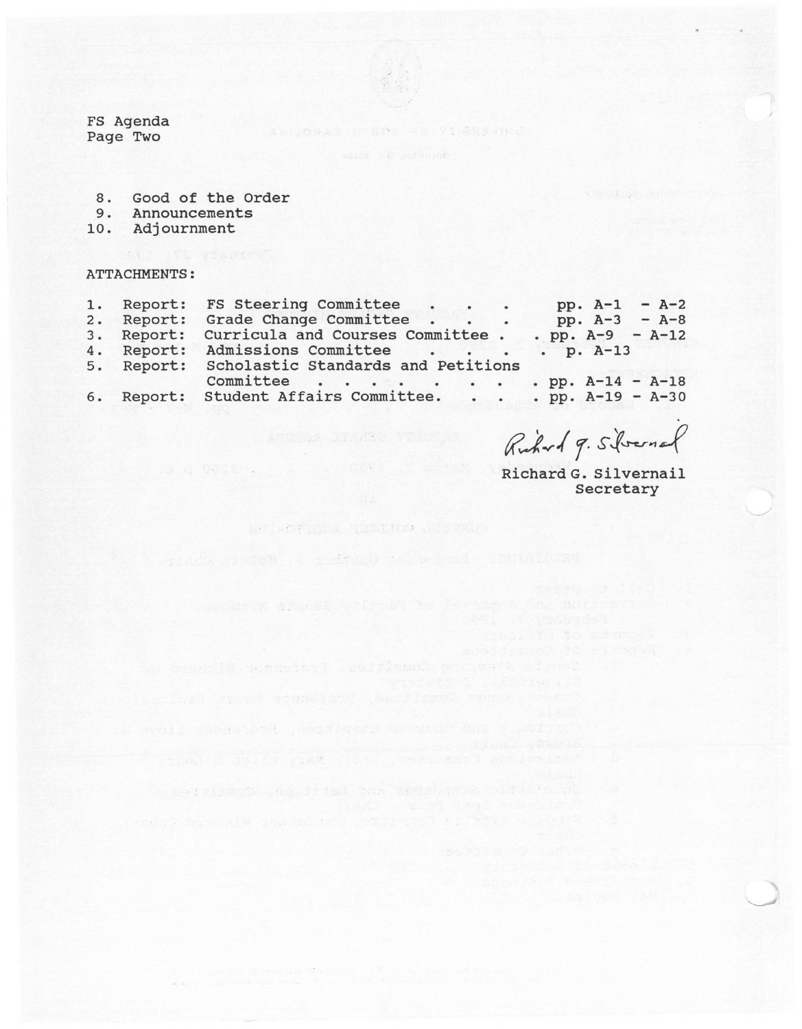FS Agenda
Page Two

8. Good of the Order
9. Announcements
10. Adjournment

ATTACHMENTS:

| | | | |
|---|---|---|---|
| 1. | Report: | FS Steering Committee | pp. A-1 - A-2 |
| 2. | Report: | Grade Change Committee | pp. A-3 - A-8 |
| 3. | Report: | Curricula and Courses Committee | pp. A-9 - A-12 |
| 4. | Report: | Admissions Committee | p. A-13 |
| 5. | Report: | Scholastic Standards and Petitions Committee | pp. A-14 - A-18 |
| 6. | Report: | Student Affairs Committee. | pp. A-19 - A-30 |

Richard G. Silvernail
Secretary